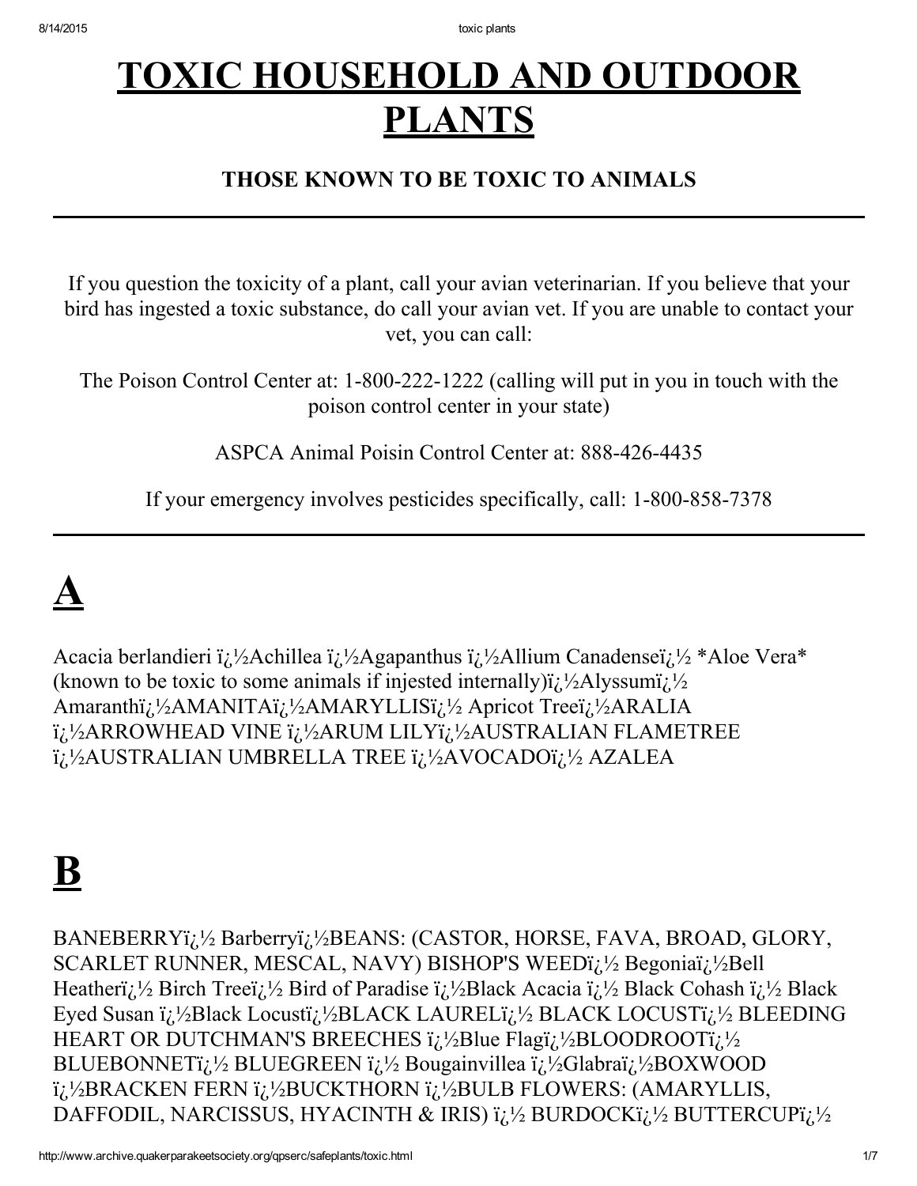# TOXIC HOUSEHOLD AND OUTDOOR PLANTS

### THOSE KNOWN TO BE TOXIC TO ANIMALS

---

If you question the toxicity of a plant, call your avian veterinarian. If you believe that your bird has ingested a toxic substance, do call your avian vet. If you are unable to contact your vet, you can call:

The Poison Control Center at: 1-800-222-1222 (calling will put in you in touch with the poison control center in your state)

ASPCA Animal Poisin Control Center at: 888-426-4435

If your emergency involves pesticides specifically, call: 1-800-858-7378

---

# A

Acacia berlandieri ï¿½Achillea ï¿½Agapanthus ï¿½Allium Canadenseï¿½ *Aloe Vera* (known to be toxic to some animals if injested internally)ï¿½Alyssumï¿½ Amaranthï¿½AMANITAï¿½AMARYLLISï¿½ Apricot Treeï¿½ARALIA ï¿½ARROWHEAD VINE ï¿½ARUM LILYï¿½AUSTRALIAN FLAMETREE ï¿½AUSTRALIAN UMBRELLA TREE ï¿½AVOCADOï¿½ AZALEA

# B

BANEBERRYï¿½ Barberryï¿½BEANS: (CASTOR, HORSE, FAVA, BROAD, GLORY, SCARLET RUNNER, MESCAL, NAVY) BISHOP'S WEEDï¿½ Begoniaï¿½Bell Heatherï¿½ Birch Treeï¿½ Bird of Paradise ï¿½Black Acacia ï¿½ Black Cohash ï¿½ Black Eyed Susan ï¿½Black Locustï¿½BLACK LAURELï¿½ BLACK LOCUSTï¿½ BLEEDING HEART OR DUTCHMAN'S BREECHES ï¿½Blue Flagï¿½BLOODROOTï¿½ BLUEBONNETï¿½ BLUEGREEN ï¿½ Bougainvillea ï¿½Glabraï¿½BOXWOOD ï¿½BRACKEN FERN ï¿½BUCKTHORN ï¿½BULB FLOWERS: (AMARYLLIS, DAFFODIL, NARCISSUS, HYACINTH & IRIS) ï¿½ BURDOCKï¿½ BUTTERCUPï¿½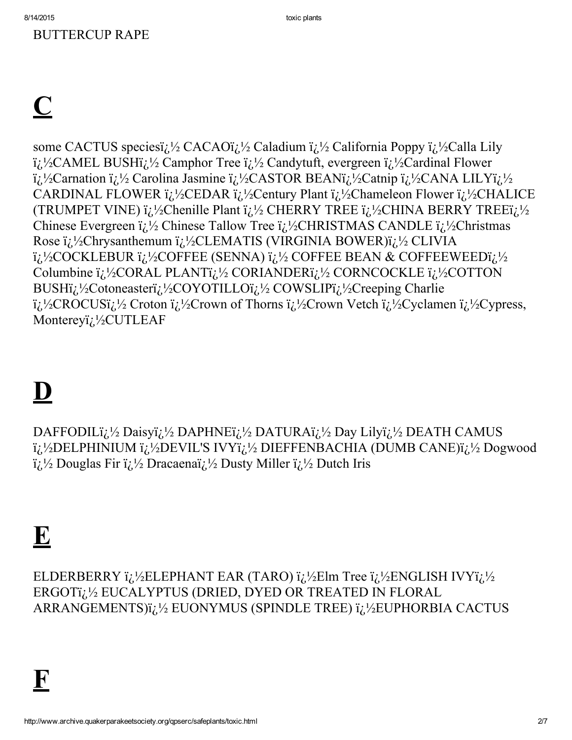BUTTERCUP RAPE

# C

some CACTUS speciesï¿½ CACAOï¿½ Caladium ï¿½ California Poppy ï¿½Calla Lily ï¿½CAMEL BUSHï¿½ Camphor Tree ï¿½ Candytuft, evergreen ï¿½Cardinal Flower ï¿½Carnation ï¿½ Carolina Jasmine ï¿½CASTOR BEANï¿½Catnip ï¿½CANA LILYï¿½ CARDINAL FLOWER ï¿½CEDAR ï¿½Century Plant ï¿½Chameleon Flower ï¿½CHALICE (TRUMPET VINE) ï¿½Chenille Plant ï¿½ CHERRY TREE ï¿½CHINA BERRY TREEï¿½ Chinese Evergreen ï¿½ Chinese Tallow Tree ï¿½CHRISTMAS CANDLE ï¿½Christmas Rose ï¿½Chrysanthemum ï¿½CLEMATIS (VIRGINIA BOWER)ï¿½ CLIVIA ï¿½COCKLEBUR ï¿½COFFEE (SENNA) ï¿½ COFFEE BEAN & COFFEEWEEDï¿½ Columbine ï¿½CORAL PLANTï¿½ CORIANDERï¿½ CORNCOCKLE ï¿½COTTON BUSHï¿½Cotoneasterï¿½COYOTILLOï¿½ COWSLIPï¿½Creeping Charlie ï¿½CROCUSï¿½ Croton ï¿½Crown of Thorns ï¿½Crown Vetch ï¿½Cyclamen ï¿½Cypress, Montereyï¿½CUTLEAF

# D

DAFFODILï¿½ Daisyï¿½ DAPHNEï¿½ DATURAï¿½ Day Lilyï¿½ DEATH CAMUS ï¿½DELPHINIUM ï¿½DEVIL'S IVYï¿½ DIEFFENBACHIA (DUMB CANE)ï¿½ Dogwood ï¿½ Douglas Fir ï¿½ Dracaenaï¿½ Dusty Miller ï¿½ Dutch Iris

# E

ELDERBERRY ï¿½ELEPHANT EAR (TARO) ï¿½Elm Tree ï¿½ENGLISH IVYï¿½ ERGOTï¿½ EUCALYPTUS (DRIED, DYED OR TREATED IN FLORAL ARRANGEMENTS)ï¿½ EUONYMUS (SPINDLE TREE) ï¿½EUPHORBIA CACTUS

# F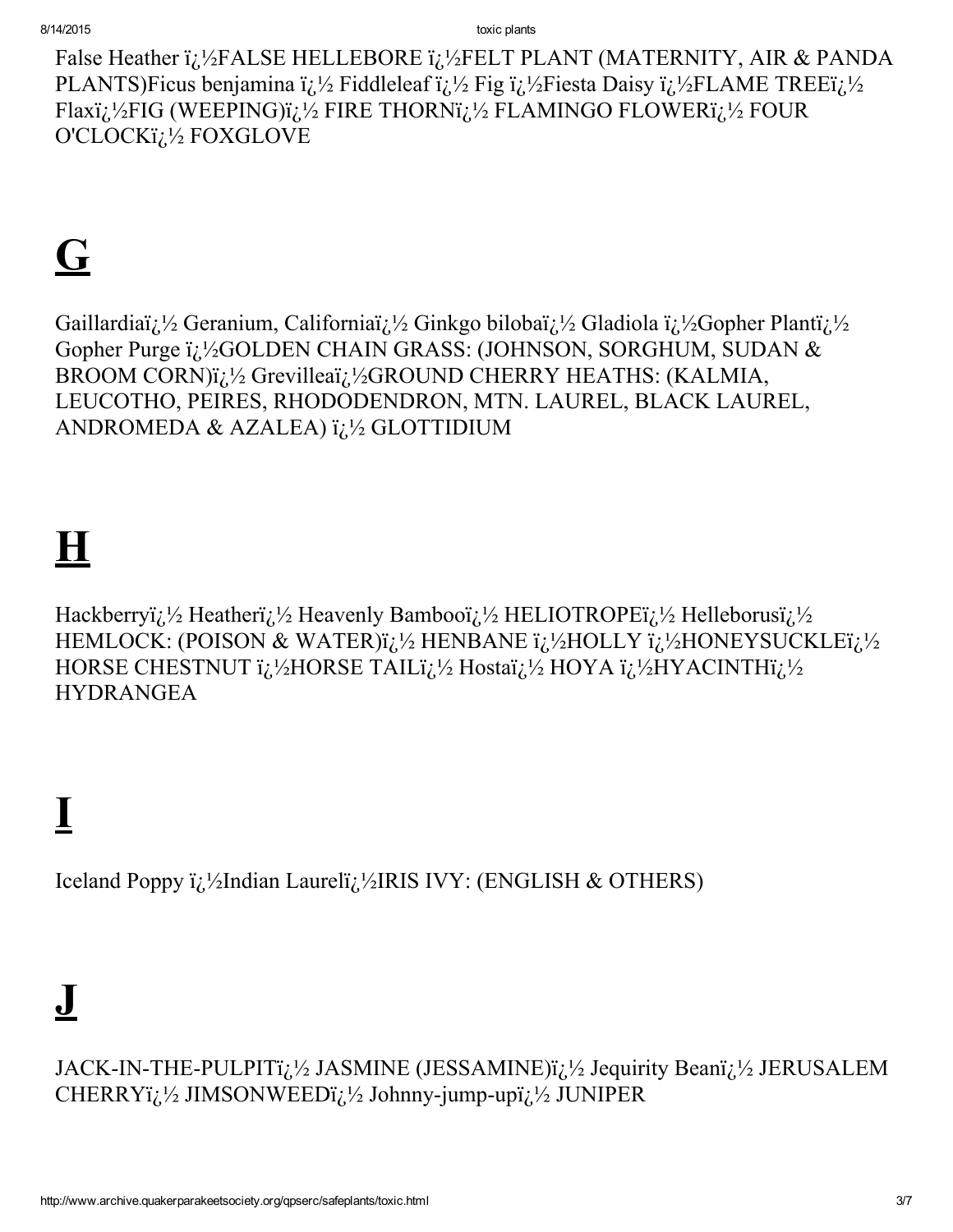False Heather ï¿½FALSE HELLEBORE ï¿½FELT PLANT (MATERNITY, AIR & PANDA PLANTS)Ficus benjamina ï¿½ Fiddleleaf ï¿½ Fig ï¿½Fiesta Daisy ï¿½FLAME TREEï¿½ Flaxï¿½FIG (WEEPING)ï¿½ FIRE THORNï¿½ FLAMINGO FLOWERï¿½ FOUR O'CLOCKï¿½ FOXGLOVE

# G

Gaillardiaï¿½ Geranium, Californiaï¿½ Ginkgo bilobaï¿½ Gladiola ï¿½Gopher Plantï¿½ Gopher Purge ï¿½GOLDEN CHAIN GRASS: (JOHNSON, SORGHUM, SUDAN & BROOM CORN)ï¿½ Grevilleaï¿½GROUND CHERRY HEATHS: (KALMIA, LEUCOTHO, PEIRES, RHODODENDRON, MTN. LAUREL, BLACK LAUREL, ANDROMEDA & AZALEA) ï¿½ GLOTTIDIUM

# H

Hackberryï¿½ Heatherï¿½ Heavenly Bambooï¿½ HELIOTROPEï¿½ Helleborusï¿½ HEMLOCK: (POISON & WATER)ï¿½ HENBANE ï¿½HOLLY ï¿½HONEYSUCKLEï¿½ HORSE CHESTNUT ï¿½HORSE TAILï¿½ Hostaï¿½ HOYA ï¿½HYACINTHï¿½ HYDRANGEA

# I

Iceland Poppy ï¿½Indian Laurelï¿½IRIS IVY: (ENGLISH & OTHERS)

# J

JACK-IN-THE-PULPITï¿½ JASMINE (JESSAMINE)ï¿½ Jequirity Beanï¿½ JERUSALEM CHERRYï¿½ JIMSONWEEDï¿½ Johnny-jump-upï¿½ JUNIPER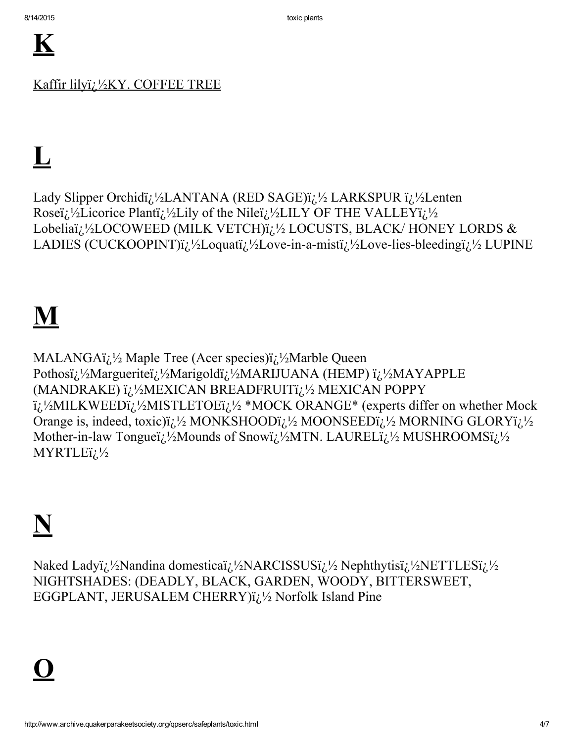# K

Kaffir lilyï¿½KY. COFFEE TREE

# L

Lady Slipper Orchidï¿½LANTANA (RED SAGE)ï¿½ LARKSPUR ï¿½Lenten Roseï¿½Licorice Plantï¿½Lily of the Nileï¿½LILY OF THE VALLEYï¿½ Lobeliaï¿½LOCOWEED (MILK VETCH)ï¿½ LOCUSTS, BLACK/ HONEY LORDS & LADIES (CUCKOOPINT)ï¿½Loquatï¿½Love-in-a-mistï¿½Love-lies-bleedingï¿½ LUPINE

# M

MALANGAï¿½ Maple Tree (Acer species)ï¿½Marble Queen Pothosï¿½Margueriteï¿½Marigoldï¿½MARIJUANA (HEMP) ï¿½MAYAPPLE (MANDRAKE) ï¿½MEXICAN BREADFRUITï¿½ MEXICAN POPPY ï¿½MILKWEEDï¿½MISTLETOEï¿½ *MOCK ORANGE* (experts differ on whether Mock Orange is, indeed, toxic)ï¿½ MONKSHOODï¿½ MOONSEEDï¿½ MORNING GLORYï¿½ Mother-in-law Tongueï¿½Mounds of Snowï¿½MTN. LAURELï¿½ MUSHROOMSï¿½ MYRTLEï¿½

# N

Naked Ladyï¿½Nandina domesticaï¿½NARCISSUSï¿½ Nephthytisï¿½NETTLESï¿½ NIGHTSHADES: (DEADLY, BLACK, GARDEN, WOODY, BITTERSWEET, EGGPLANT, JERUSALEM CHERRY)ï¿½ Norfolk Island Pine

# O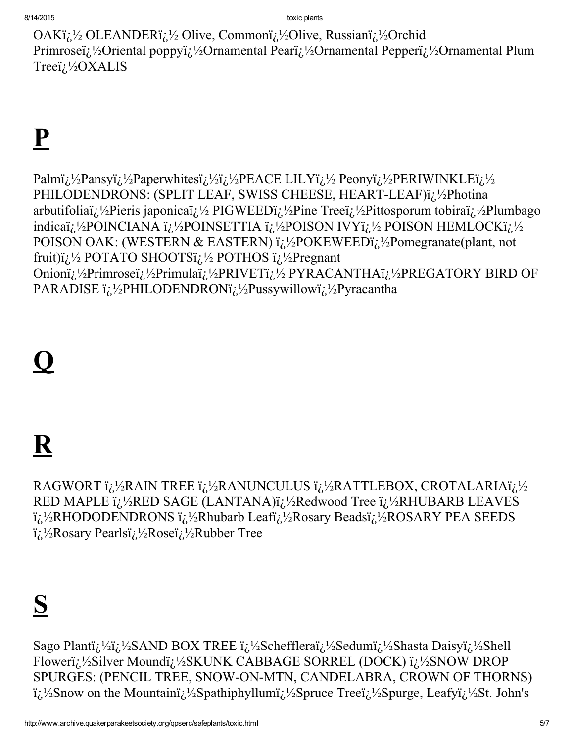OAKï¿½ OLEANDERï¿½ Olive, Commonï¿½Olive, Russianï¿½Orchid Primroseï¿½Oriental poppyï¿½Ornamental Pearï¿½Ornamental Pepperï¿½Ornamental Plum Treeï¿½OXALIS

## P

Palmï¿½Pansyï¿½Paperwhitesï¿½ï¿½PEACE LILYï¿½ Peonyï¿½PERIWINKLEï¿½ PHILODENDRONS: (SPLIT LEAF, SWISS CHEESE, HEART-LEAF)ï¿½Photina arbutifoliaï¿½Pieris japonicaï¿½ PIGWEEDï¿½Pine Treeï¿½Pittosporum tobiraï¿½Plumbago indicaï¿½POINCIANA ï¿½POINSETTIA ï¿½POISON IVYï¿½ POISON HEMLOCKï¿½ POISON OAK: (WESTERN & EASTERN) ï¿½POKEWEEDï¿½Pomegranate(plant, not fruit)ï¿½ POTATO SHOOTSï¿½ POTHOS ï¿½Pregnant Onionï¿½Primroseï¿½Primulaï¿½PRIVETï¿½ PYRACANTHAï¿½PREGATORY BIRD OF PARADISE ï¿½PHILODENDRONï¿½Pussywillowï¿½Pyracantha

## Q

## R

RAGWORT ï¿½RAIN TREE ï¿½RANUNCULUS ï¿½RATTLEBOX, CROTALARIAï¿½ RED MAPLE ï¿½RED SAGE (LANTANA)ï¿½Redwood Tree ï¿½RHUBARB LEAVES ï¿½RHODODENDRONS ï¿½Rhubarb Leafï¿½Rosary Beadsï¿½ROSARY PEA SEEDS ï¿½Rosary Pearlsï¿½Roseï¿½Rubber Tree

## S

Sago Plantï¿½ï¿½SAND BOX TREE ï¿½Scheffleraï¿½Sedumï¿½Shasta Daisyï¿½Shell Flowerï¿½Silver Moundï¿½SKUNK CABBAGE SORREL (DOCK) ï¿½SNOW DROP SPURGES: (PENCIL TREE, SNOW-ON-MTN, CANDELABRA, CROWN OF THORNS) ï¿½Snow on the Mountainï¿½Spathiphyllumï¿½Spruce Treeï¿½Spurge, Leafyï¿½St. John's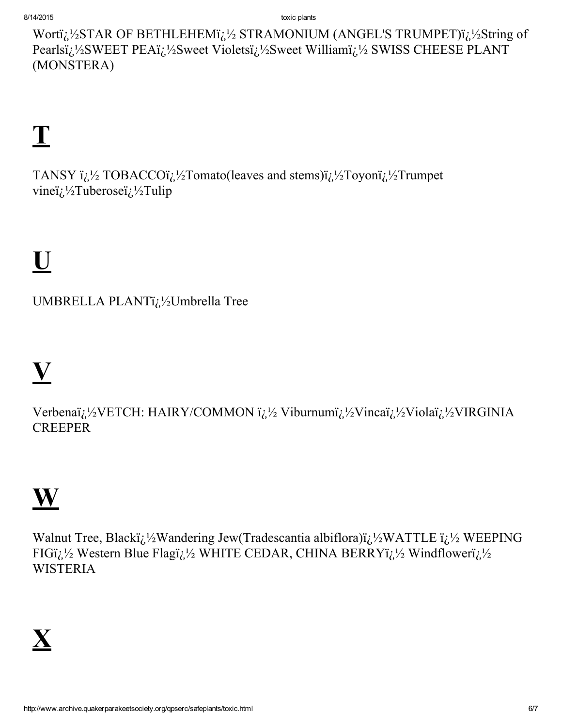Wortï¿½STAR OF BETHLEHEMï¿½ STRAMONIUM (ANGEL'S TRUMPET)ï¿½String of Pearlsï¿½SWEET PEAï¿½Sweet Violetsï¿½Sweet Williamï¿½ SWISS CHEESE PLANT (MONSTERA)

# T

TANSY ï¿½ TOBACCOï¿½Tomato(leaves and stems)ï¿½Toyonï¿½Trumpet vineï¿½Tuberoseï¿½Tulip

# U

UMBRELLA PLANTï¿½Umbrella Tree

# V

Verbenaï¿½VETCH: HAIRY/COMMON ï¿½ Viburnumï¿½Vincaï¿½Violaï¿½VIRGINIA CREEPER

# W

Walnut Tree, Blackï¿½Wandering Jew(Tradescantia albiflora)ï¿½WATTLE ï¿½ WEEPING FIGï¿½ Western Blue Flagï¿½ WHITE CEDAR, CHINA BERRYï¿½ Windflowerï¿½ WISTERIA

# X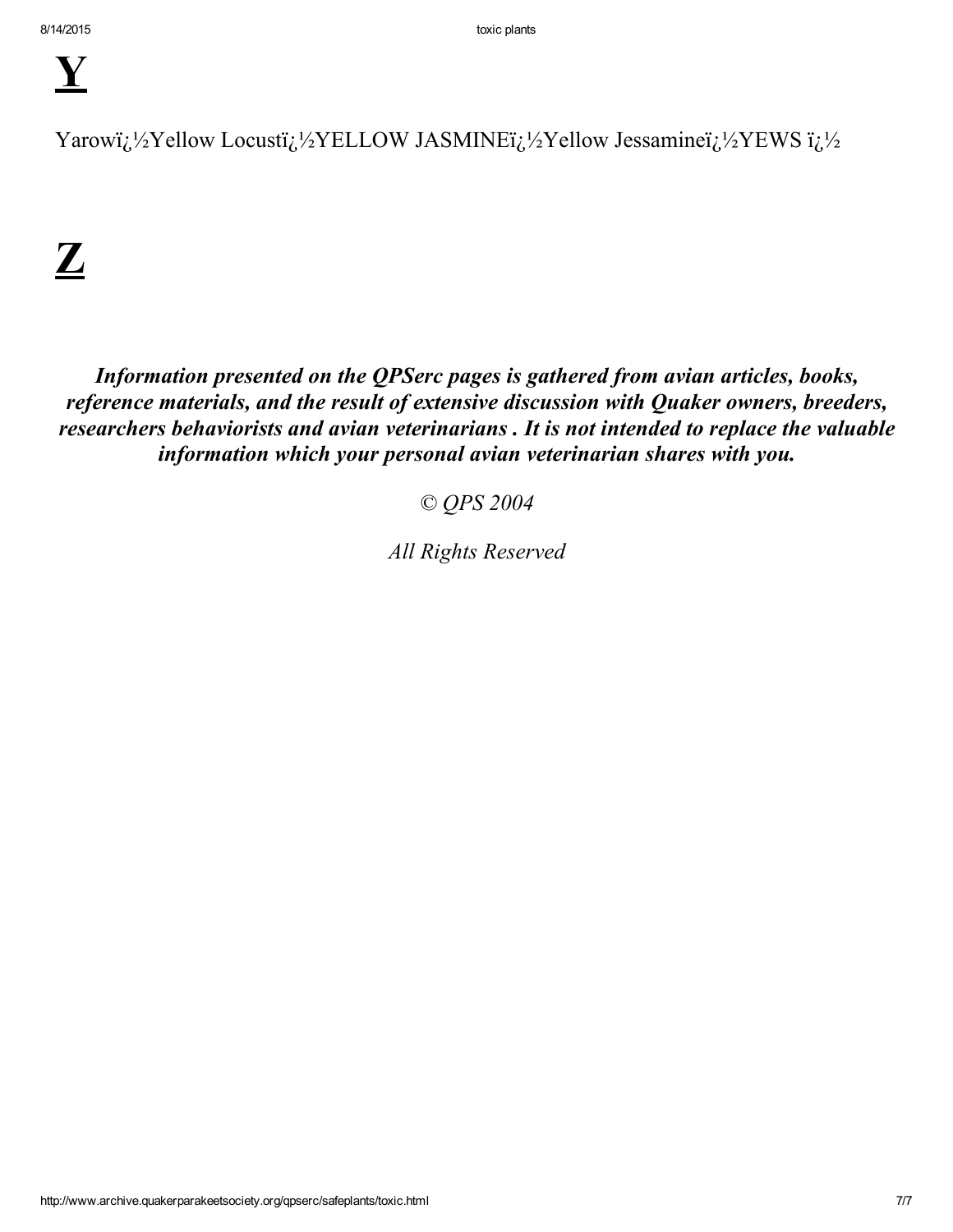# Y

Yarowï¿½Yellow Locustï¿½YELLOW JASMINEï¿½Yellow Jessamineï¿½YEWS ï¿½

# Z

***Information presented on the QPSerc pages is gathered from avian articles, books, reference materials, and the result of extensive discussion with Quaker owners, breeders, researchers behaviorists and avian veterinarians . It is not intended to replace the valuable information which your personal avian veterinarian shares with you.***

*© QPS 2004*

*All Rights Reserved*